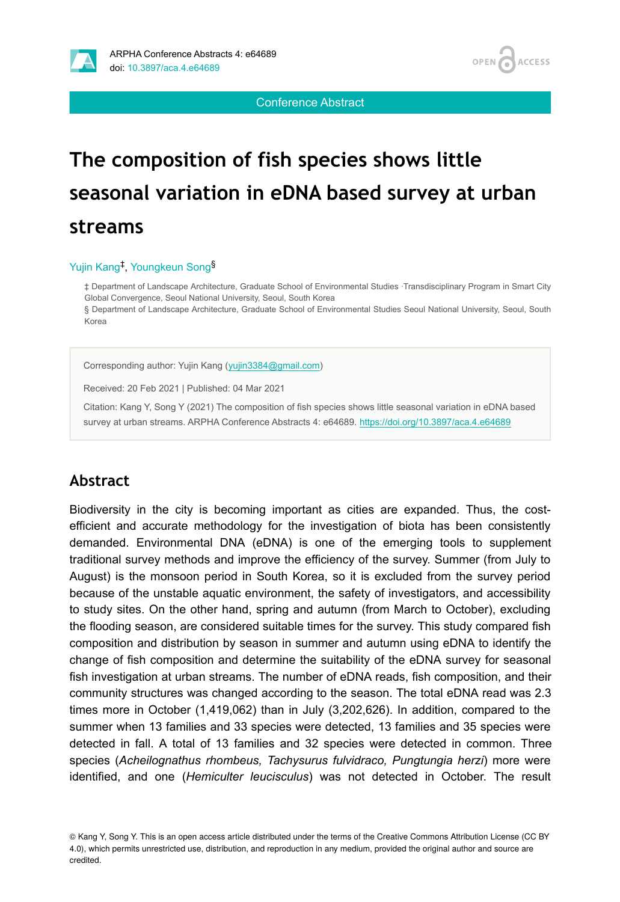Conference Abstract

# The composition of fish species shows little seasonal variation in eDNA based survey at urban streams

Yujin Kang[‡], Youngkeun Song[§]

‡ Department of Landscape Architecture, Graduate School of Environmental Studies ·Transdisciplinary Program in Smart City Global Convergence, Seoul National University, Seoul, South Korea
§ Department of Landscape Architecture, Graduate School of Environmental Studies Seoul National University, Seoul, South Korea

Corresponding author: Yujin Kang (yujin3384@gmail.com)

Received: 20 Feb 2021 | Published: 04 Mar 2021

Citation: Kang Y, Song Y (2021) The composition of fish species shows little seasonal variation in eDNA based survey at urban streams. ARPHA Conference Abstracts 4: e64689. https://doi.org/10.3897/aca.4.e64689

## Abstract

Biodiversity in the city is becoming important as cities are expanded. Thus, the cost-efficient and accurate methodology for the investigation of biota has been consistently demanded. Environmental DNA (eDNA) is one of the emerging tools to supplement traditional survey methods and improve the efficiency of the survey. Summer (from July to August) is the monsoon period in South Korea, so it is excluded from the survey period because of the unstable aquatic environment, the safety of investigators, and accessibility to study sites. On the other hand, spring and autumn (from March to October), excluding the flooding season, are considered suitable times for the survey. This study compared fish composition and distribution by season in summer and autumn using eDNA to identify the change of fish composition and determine the suitability of the eDNA survey for seasonal fish investigation at urban streams. The number of eDNA reads, fish composition, and their community structures was changed according to the season. The total eDNA read was 2.3 times more in October (1,419,062) than in July (3,202,626). In addition, compared to the summer when 13 families and 33 species were detected, 13 families and 35 species were detected in fall. A total of 13 families and 32 species were detected in common. Three species (*Acheilognathus rhombeus, Tachysurus fulvidraco, Pungtungia herzi*) more were identified, and one (*Hemiculter leucisculus*) was not detected in October. The result

© Kang Y, Song Y. This is an open access article distributed under the terms of the Creative Commons Attribution License (CC BY 4.0), which permits unrestricted use, distribution, and reproduction in any medium, provided the original author and source are credited.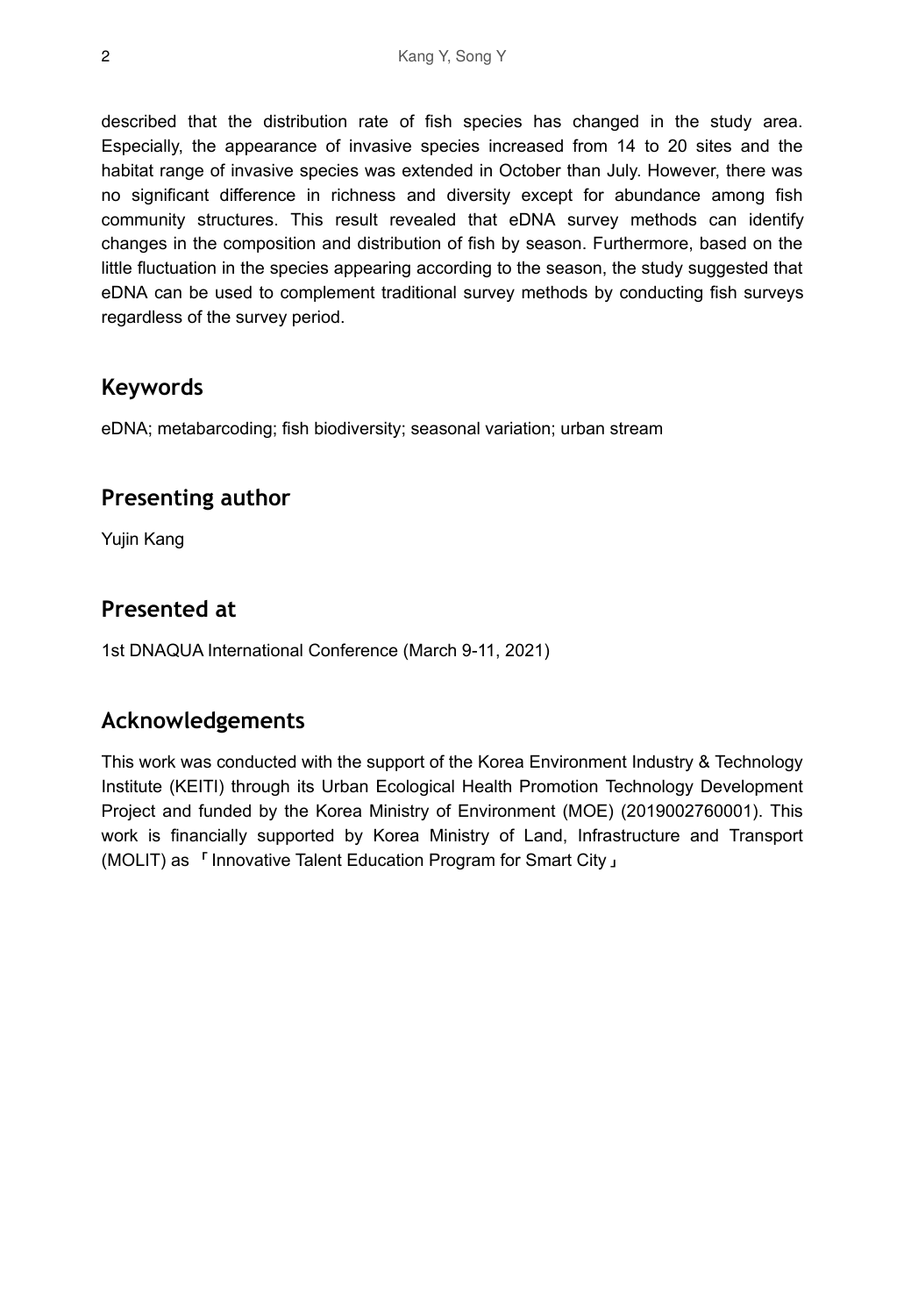described that the distribution rate of fish species has changed in the study area. Especially, the appearance of invasive species increased from 14 to 20 sites and the habitat range of invasive species was extended in October than July. However, there was no significant difference in richness and diversity except for abundance among fish community structures. This result revealed that eDNA survey methods can identify changes in the composition and distribution of fish by season. Furthermore, based on the little fluctuation in the species appearing according to the season, the study suggested that eDNA can be used to complement traditional survey methods by conducting fish surveys regardless of the survey period.

## Keywords

eDNA; metabarcoding; fish biodiversity; seasonal variation; urban stream

## Presenting author

Yujin Kang

## Presented at

1st DNAQUA International Conference (March 9-11, 2021)

## Acknowledgements

This work was conducted with the support of the Korea Environment Industry & Technology Institute (KEITI) through its Urban Ecological Health Promotion Technology Development Project and funded by the Korea Ministry of Environment (MOE) (2019002760001). This work is financially supported by Korea Ministry of Land, Infrastructure and Transport (MOLIT) as 「Innovative Talent Education Program for Smart City」